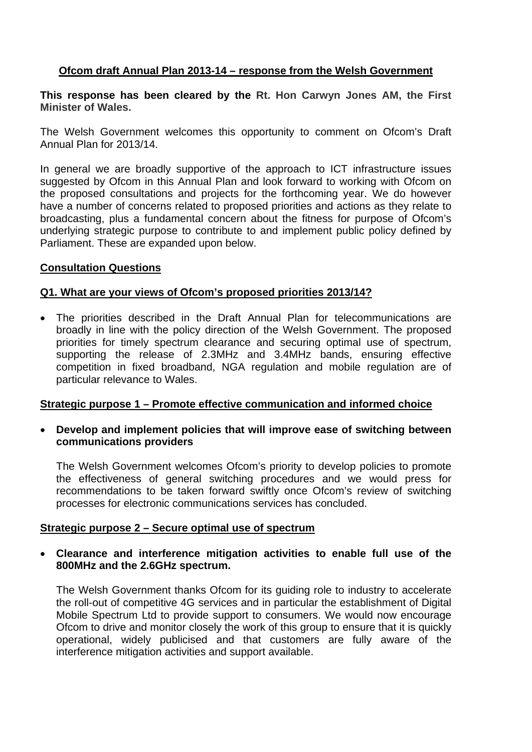## Ofcom draft Annual Plan 2013-14 – response from the Welsh Government

**This response has been cleared by the Rt. Hon Carwyn Jones AM, the First Minister of Wales.**

The Welsh Government welcomes this opportunity to comment on Ofcom's Draft Annual Plan for 2013/14.

In general we are broadly supportive of the approach to ICT infrastructure issues suggested by Ofcom in this Annual Plan and look forward to working with Ofcom on the proposed consultations and projects for the forthcoming year. We do however have a number of concerns related to proposed priorities and actions as they relate to broadcasting, plus a fundamental concern about the fitness for purpose of Ofcom's underlying strategic purpose to contribute to and implement public policy defined by Parliament. These are expanded upon below.

### Consultation Questions

### Q1. What are your views of Ofcom's proposed priorities 2013/14?

- The priorities described in the Draft Annual Plan for telecommunications are broadly in line with the policy direction of the Welsh Government. The proposed priorities for timely spectrum clearance and securing optimal use of spectrum, supporting the release of 2.3MHz and 3.4MHz bands, ensuring effective competition in fixed broadband, NGA regulation and mobile regulation are of particular relevance to Wales.

### Strategic purpose 1 – Promote effective communication and informed choice

- **Develop and implement policies that will improve ease of switching between communications providers**

  The Welsh Government welcomes Ofcom's priority to develop policies to promote the effectiveness of general switching procedures and we would press for recommendations to be taken forward swiftly once Ofcom's review of switching processes for electronic communications services has concluded.

### Strategic purpose 2 – Secure optimal use of spectrum

- **Clearance and interference mitigation activities to enable full use of the 800MHz and the 2.6GHz spectrum.**

  The Welsh Government thanks Ofcom for its guiding role to industry to accelerate the roll-out of competitive 4G services and in particular the establishment of Digital Mobile Spectrum Ltd to provide support to consumers. We would now encourage Ofcom to drive and monitor closely the work of this group to ensure that it is quickly operational, widely publicised and that customers are fully aware of the interference mitigation activities and support available.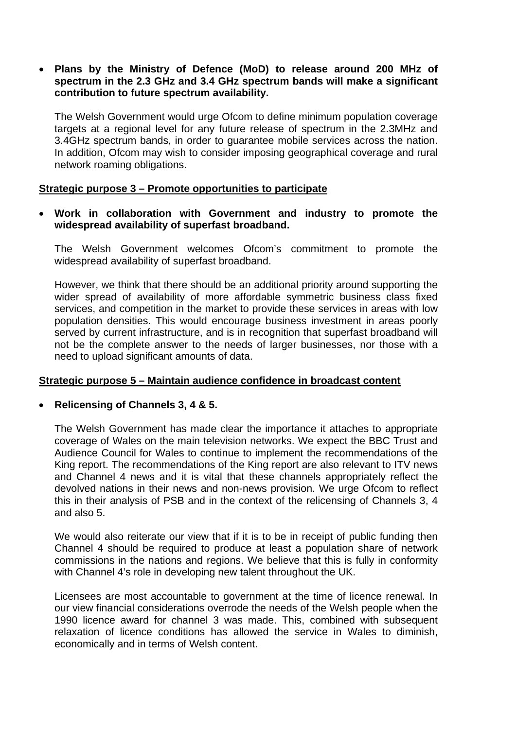- **Plans by the Ministry of Defence (MoD) to release around 200 MHz of spectrum in the 2.3 GHz and 3.4 GHz spectrum bands will make a significant contribution to future spectrum availability.**

  The Welsh Government would urge Ofcom to define minimum population coverage targets at a regional level for any future release of spectrum in the 2.3MHz and 3.4GHz spectrum bands, in order to guarantee mobile services across the nation. In addition, Ofcom may wish to consider imposing geographical coverage and rural network roaming obligations.

**Strategic purpose 3 – Promote opportunities to participate**

- **Work in collaboration with Government and industry to promote the widespread availability of superfast broadband.**

  The Welsh Government welcomes Ofcom's commitment to promote the widespread availability of superfast broadband.

  However, we think that there should be an additional priority around supporting the wider spread of availability of more affordable symmetric business class fixed services, and competition in the market to provide these services in areas with low population densities. This would encourage business investment in areas poorly served by current infrastructure, and is in recognition that superfast broadband will not be the complete answer to the needs of larger businesses, nor those with a need to upload significant amounts of data.

**Strategic purpose 5 – Maintain audience confidence in broadcast content**

- **Relicensing of Channels 3, 4 & 5.**

  The Welsh Government has made clear the importance it attaches to appropriate coverage of Wales on the main television networks. We expect the BBC Trust and Audience Council for Wales to continue to implement the recommendations of the King report. The recommendations of the King report are also relevant to ITV news and Channel 4 news and it is vital that these channels appropriately reflect the devolved nations in their news and non-news provision. We urge Ofcom to reflect this in their analysis of PSB and in the context of the relicensing of Channels 3, 4 and also 5.

  We would also reiterate our view that if it is to be in receipt of public funding then Channel 4 should be required to produce at least a population share of network commissions in the nations and regions. We believe that this is fully in conformity with Channel 4's role in developing new talent throughout the UK.

  Licensees are most accountable to government at the time of licence renewal. In our view financial considerations overrode the needs of the Welsh people when the 1990 licence award for channel 3 was made. This, combined with subsequent relaxation of licence conditions has allowed the service in Wales to diminish, economically and in terms of Welsh content.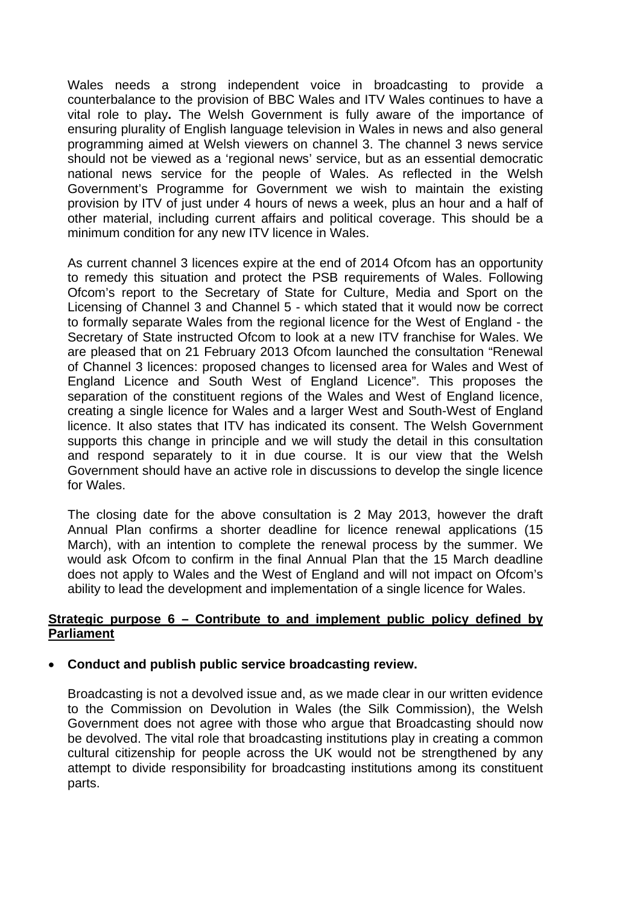Wales needs a strong independent voice in broadcasting to provide a counterbalance to the provision of BBC Wales and ITV Wales continues to have a vital role to play**.** The Welsh Government is fully aware of the importance of ensuring plurality of English language television in Wales in news and also general programming aimed at Welsh viewers on channel 3. The channel 3 news service should not be viewed as a 'regional news' service, but as an essential democratic national news service for the people of Wales. As reflected in the Welsh Government's Programme for Government we wish to maintain the existing provision by ITV of just under 4 hours of news a week, plus an hour and a half of other material, including current affairs and political coverage. This should be a minimum condition for any new ITV licence in Wales.

As current channel 3 licences expire at the end of 2014 Ofcom has an opportunity to remedy this situation and protect the PSB requirements of Wales. Following Ofcom's report to the Secretary of State for Culture, Media and Sport on the Licensing of Channel 3 and Channel 5 - which stated that it would now be correct to formally separate Wales from the regional licence for the West of England - the Secretary of State instructed Ofcom to look at a new ITV franchise for Wales. We are pleased that on 21 February 2013 Ofcom launched the consultation "Renewal of Channel 3 licences: proposed changes to licensed area for Wales and West of England Licence and South West of England Licence". This proposes the separation of the constituent regions of the Wales and West of England licence, creating a single licence for Wales and a larger West and South-West of England licence. It also states that ITV has indicated its consent. The Welsh Government supports this change in principle and we will study the detail in this consultation and respond separately to it in due course. It is our view that the Welsh Government should have an active role in discussions to develop the single licence for Wales.

The closing date for the above consultation is 2 May 2013, however the draft Annual Plan confirms a shorter deadline for licence renewal applications (15 March), with an intention to complete the renewal process by the summer. We would ask Ofcom to confirm in the final Annual Plan that the 15 March deadline does not apply to Wales and the West of England and will not impact on Ofcom's ability to lead the development and implementation of a single licence for Wales.

**Strategic purpose 6 – Contribute to and implement public policy defined by Parliament**

- **Conduct and publish public service broadcasting review.**

  Broadcasting is not a devolved issue and, as we made clear in our written evidence to the Commission on Devolution in Wales (the Silk Commission), the Welsh Government does not agree with those who argue that Broadcasting should now be devolved. The vital role that broadcasting institutions play in creating a common cultural citizenship for people across the UK would not be strengthened by any attempt to divide responsibility for broadcasting institutions among its constituent parts.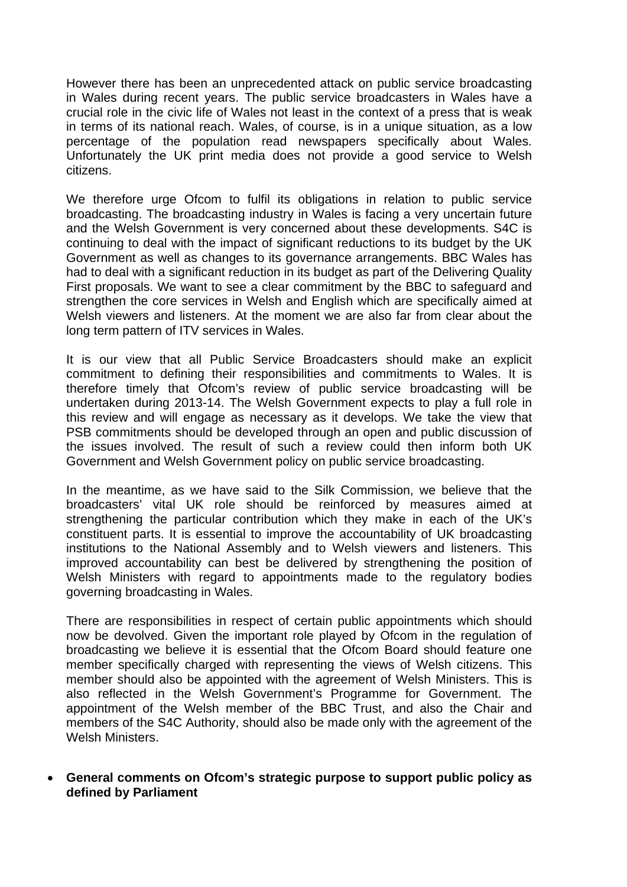However there has been an unprecedented attack on public service broadcasting in Wales during recent years. The public service broadcasters in Wales have a crucial role in the civic life of Wales not least in the context of a press that is weak in terms of its national reach. Wales, of course, is in a unique situation, as a low percentage of the population read newspapers specifically about Wales. Unfortunately the UK print media does not provide a good service to Welsh citizens.

We therefore urge Ofcom to fulfil its obligations in relation to public service broadcasting. The broadcasting industry in Wales is facing a very uncertain future and the Welsh Government is very concerned about these developments. S4C is continuing to deal with the impact of significant reductions to its budget by the UK Government as well as changes to its governance arrangements. BBC Wales has had to deal with a significant reduction in its budget as part of the Delivering Quality First proposals. We want to see a clear commitment by the BBC to safeguard and strengthen the core services in Welsh and English which are specifically aimed at Welsh viewers and listeners. At the moment we are also far from clear about the long term pattern of ITV services in Wales.

It is our view that all Public Service Broadcasters should make an explicit commitment to defining their responsibilities and commitments to Wales. It is therefore timely that Ofcom's review of public service broadcasting will be undertaken during 2013-14. The Welsh Government expects to play a full role in this review and will engage as necessary as it develops. We take the view that PSB commitments should be developed through an open and public discussion of the issues involved. The result of such a review could then inform both UK Government and Welsh Government policy on public service broadcasting.

In the meantime, as we have said to the Silk Commission, we believe that the broadcasters' vital UK role should be reinforced by measures aimed at strengthening the particular contribution which they make in each of the UK's constituent parts. It is essential to improve the accountability of UK broadcasting institutions to the National Assembly and to Welsh viewers and listeners. This improved accountability can best be delivered by strengthening the position of Welsh Ministers with regard to appointments made to the regulatory bodies governing broadcasting in Wales.

There are responsibilities in respect of certain public appointments which should now be devolved. Given the important role played by Ofcom in the regulation of broadcasting we believe it is essential that the Ofcom Board should feature one member specifically charged with representing the views of Welsh citizens. This member should also be appointed with the agreement of Welsh Ministers. This is also reflected in the Welsh Government's Programme for Government. The appointment of the Welsh member of the BBC Trust, and also the Chair and members of the S4C Authority, should also be made only with the agreement of the Welsh Ministers.

- **General comments on Ofcom's strategic purpose to support public policy as defined by Parliament**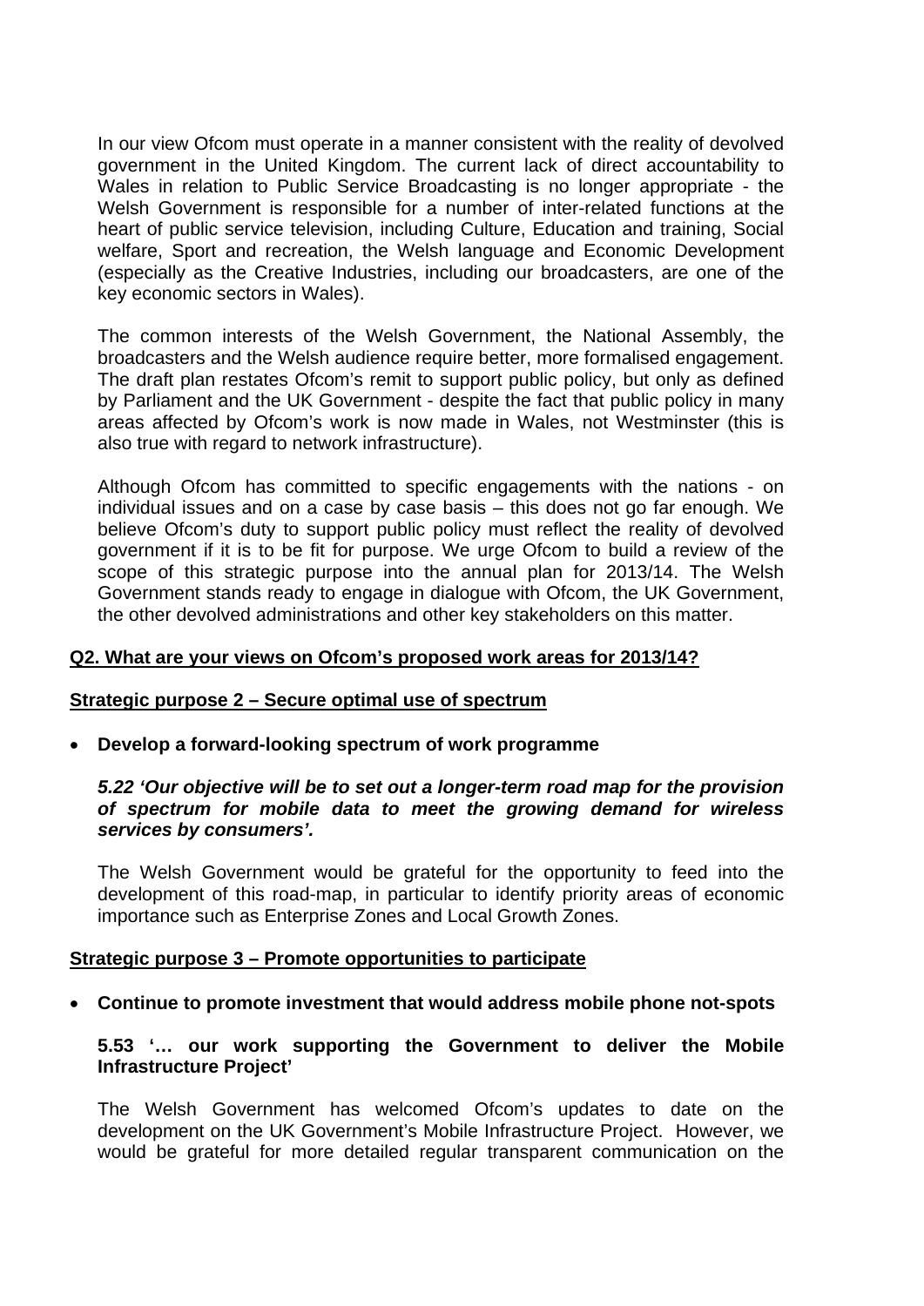In our view Ofcom must operate in a manner consistent with the reality of devolved government in the United Kingdom. The current lack of direct accountability to Wales in relation to Public Service Broadcasting is no longer appropriate - the Welsh Government is responsible for a number of inter-related functions at the heart of public service television, including Culture, Education and training, Social welfare, Sport and recreation, the Welsh language and Economic Development (especially as the Creative Industries, including our broadcasters, are one of the key economic sectors in Wales).

The common interests of the Welsh Government, the National Assembly, the broadcasters and the Welsh audience require better, more formalised engagement. The draft plan restates Ofcom's remit to support public policy, but only as defined by Parliament and the UK Government - despite the fact that public policy in many areas affected by Ofcom's work is now made in Wales, not Westminster (this is also true with regard to network infrastructure).

Although Ofcom has committed to specific engagements with the nations - on individual issues and on a case by case basis – this does not go far enough. We believe Ofcom's duty to support public policy must reflect the reality of devolved government if it is to be fit for purpose. We urge Ofcom to build a review of the scope of this strategic purpose into the annual plan for 2013/14. The Welsh Government stands ready to engage in dialogue with Ofcom, the UK Government, the other devolved administrations and other key stakeholders on this matter.

**Q2. What are your views on Ofcom's proposed work areas for 2013/14?**

**Strategic purpose 2 – Secure optimal use of spectrum**

- **Develop a forward-looking spectrum of work programme**

***5.22 'Our objective will be to set out a longer-term road map for the provision of spectrum for mobile data to meet the growing demand for wireless services by consumers'.***

The Welsh Government would be grateful for the opportunity to feed into the development of this road-map, in particular to identify priority areas of economic importance such as Enterprise Zones and Local Growth Zones.

**Strategic purpose 3 – Promote opportunities to participate**

- **Continue to promote investment that would address mobile phone not-spots**

**5.53 '… our work supporting the Government to deliver the Mobile Infrastructure Project'**

The Welsh Government has welcomed Ofcom's updates to date on the development on the UK Government's Mobile Infrastructure Project. However, we would be grateful for more detailed regular transparent communication on the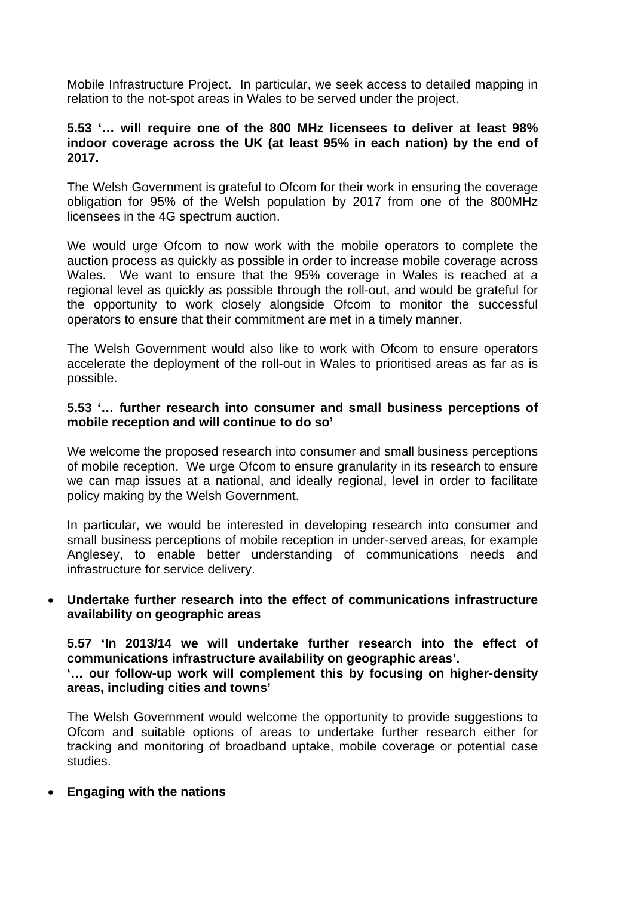Mobile Infrastructure Project. In particular, we seek access to detailed mapping in relation to the not-spot areas in Wales to be served under the project.

**5.53 '… will require one of the 800 MHz licensees to deliver at least 98% indoor coverage across the UK (at least 95% in each nation) by the end of 2017.**

The Welsh Government is grateful to Ofcom for their work in ensuring the coverage obligation for 95% of the Welsh population by 2017 from one of the 800MHz licensees in the 4G spectrum auction.

We would urge Ofcom to now work with the mobile operators to complete the auction process as quickly as possible in order to increase mobile coverage across Wales. We want to ensure that the 95% coverage in Wales is reached at a regional level as quickly as possible through the roll-out, and would be grateful for the opportunity to work closely alongside Ofcom to monitor the successful operators to ensure that their commitment are met in a timely manner.

The Welsh Government would also like to work with Ofcom to ensure operators accelerate the deployment of the roll-out in Wales to prioritised areas as far as is possible.

**5.53 '… further research into consumer and small business perceptions of mobile reception and will continue to do so'**

We welcome the proposed research into consumer and small business perceptions of mobile reception. We urge Ofcom to ensure granularity in its research to ensure we can map issues at a national, and ideally regional, level in order to facilitate policy making by the Welsh Government.

In particular, we would be interested in developing research into consumer and small business perceptions of mobile reception in under-served areas, for example Anglesey, to enable better understanding of communications needs and infrastructure for service delivery.

- **Undertake further research into the effect of communications infrastructure availability on geographic areas**

**5.57 'In 2013/14 we will undertake further research into the effect of communications infrastructure availability on geographic areas'.**
**'… our follow-up work will complement this by focusing on higher-density areas, including cities and towns'**

The Welsh Government would welcome the opportunity to provide suggestions to Ofcom and suitable options of areas to undertake further research either for tracking and monitoring of broadband uptake, mobile coverage or potential case studies.

- **Engaging with the nations**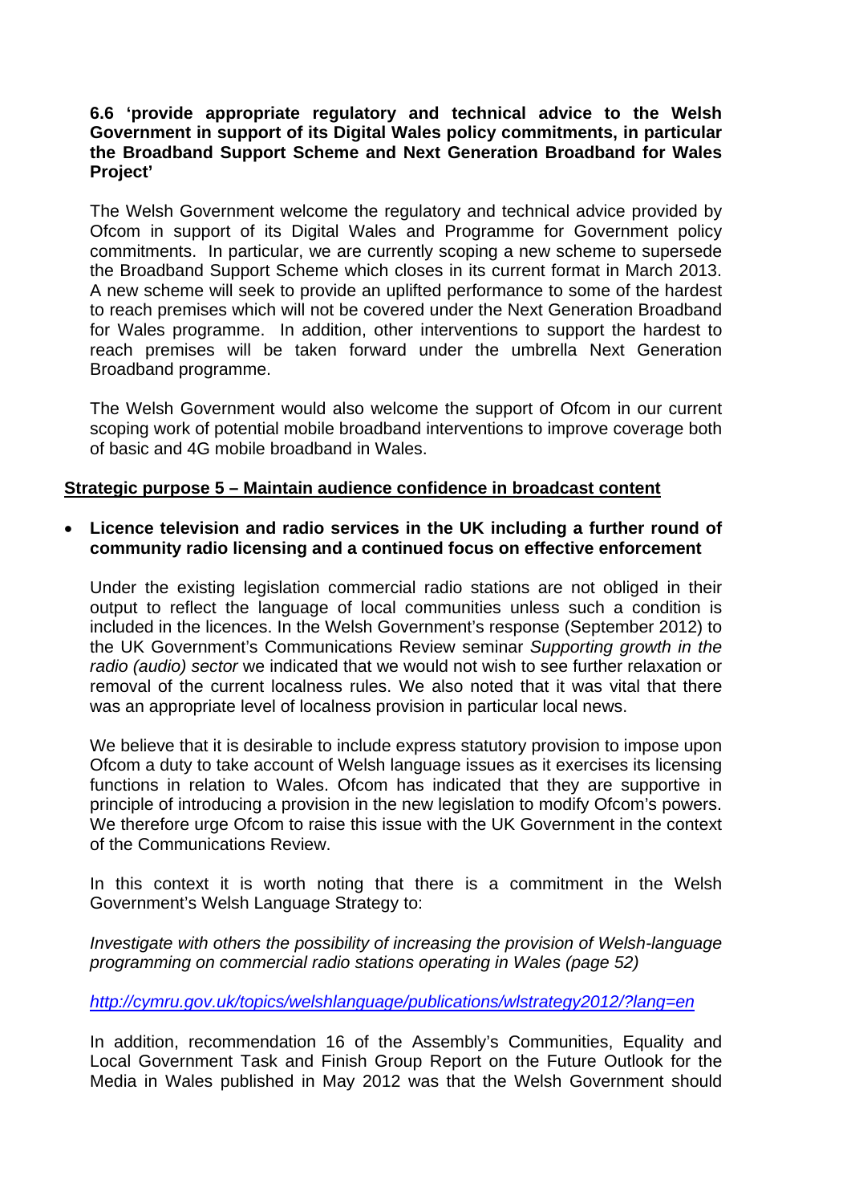**6.6 'provide appropriate regulatory and technical advice to the Welsh Government in support of its Digital Wales policy commitments, in particular the Broadband Support Scheme and Next Generation Broadband for Wales Project'**

The Welsh Government welcome the regulatory and technical advice provided by Ofcom in support of its Digital Wales and Programme for Government policy commitments. In particular, we are currently scoping a new scheme to supersede the Broadband Support Scheme which closes in its current format in March 2013. A new scheme will seek to provide an uplifted performance to some of the hardest to reach premises which will not be covered under the Next Generation Broadband for Wales programme. In addition, other interventions to support the hardest to reach premises will be taken forward under the umbrella Next Generation Broadband programme.

The Welsh Government would also welcome the support of Ofcom in our current scoping work of potential mobile broadband interventions to improve coverage both of basic and 4G mobile broadband in Wales.

**Strategic purpose 5 – Maintain audience confidence in broadcast content**

- **Licence television and radio services in the UK including a further round of community radio licensing and a continued focus on effective enforcement**

Under the existing legislation commercial radio stations are not obliged in their output to reflect the language of local communities unless such a condition is included in the licences. In the Welsh Government's response (September 2012) to the UK Government's Communications Review seminar *Supporting growth in the radio (audio) sector* we indicated that we would not wish to see further relaxation or removal of the current localness rules. We also noted that it was vital that there was an appropriate level of localness provision in particular local news.

We believe that it is desirable to include express statutory provision to impose upon Ofcom a duty to take account of Welsh language issues as it exercises its licensing functions in relation to Wales. Ofcom has indicated that they are supportive in principle of introducing a provision in the new legislation to modify Ofcom's powers. We therefore urge Ofcom to raise this issue with the UK Government in the context of the Communications Review.

In this context it is worth noting that there is a commitment in the Welsh Government's Welsh Language Strategy to:

*Investigate with others the possibility of increasing the provision of Welsh-language programming on commercial radio stations operating in Wales (page 52)*

http://cymru.gov.uk/topics/welshlanguage/publications/wlstrategy2012/?lang=en

In addition, recommendation 16 of the Assembly's Communities, Equality and Local Government Task and Finish Group Report on the Future Outlook for the Media in Wales published in May 2012 was that the Welsh Government should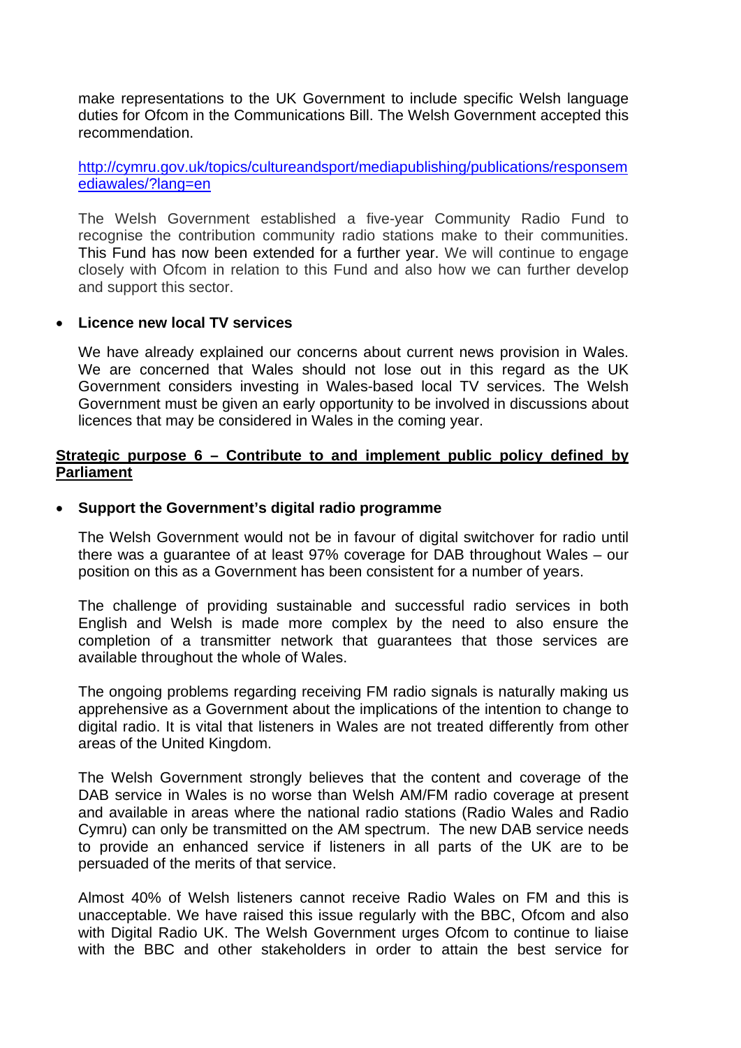make representations to the UK Government to include specific Welsh language duties for Ofcom in the Communications Bill. The Welsh Government accepted this recommendation.

[http://cymru.gov.uk/topics/cultureandsport/mediapublishing/publications/responsemediawales/?lang=en](http://cymru.gov.uk/topics/cultureandsport/mediapublishing/publications/responsemediawales/?lang=en)

The Welsh Government established a five-year Community Radio Fund to recognise the contribution community radio stations make to their communities. This Fund has now been extended for a further year. We will continue to engage closely with Ofcom in relation to this Fund and also how we can further develop and support this sector.

- **Licence new local TV services**

  We have already explained our concerns about current news provision in Wales. We are concerned that Wales should not lose out in this regard as the UK Government considers investing in Wales-based local TV services. The Welsh Government must be given an early opportunity to be involved in discussions about licences that may be considered in Wales in the coming year.

**Strategic purpose 6 – Contribute to and implement public policy defined by Parliament**

- **Support the Government's digital radio programme**

  The Welsh Government would not be in favour of digital switchover for radio until there was a guarantee of at least 97% coverage for DAB throughout Wales – our position on this as a Government has been consistent for a number of years.

  The challenge of providing sustainable and successful radio services in both English and Welsh is made more complex by the need to also ensure the completion of a transmitter network that guarantees that those services are available throughout the whole of Wales.

  The ongoing problems regarding receiving FM radio signals is naturally making us apprehensive as a Government about the implications of the intention to change to digital radio. It is vital that listeners in Wales are not treated differently from other areas of the United Kingdom.

  The Welsh Government strongly believes that the content and coverage of the DAB service in Wales is no worse than Welsh AM/FM radio coverage at present and available in areas where the national radio stations (Radio Wales and Radio Cymru) can only be transmitted on the AM spectrum. The new DAB service needs to provide an enhanced service if listeners in all parts of the UK are to be persuaded of the merits of that service.

  Almost 40% of Welsh listeners cannot receive Radio Wales on FM and this is unacceptable. We have raised this issue regularly with the BBC, Ofcom and also with Digital Radio UK. The Welsh Government urges Ofcom to continue to liaise with the BBC and other stakeholders in order to attain the best service for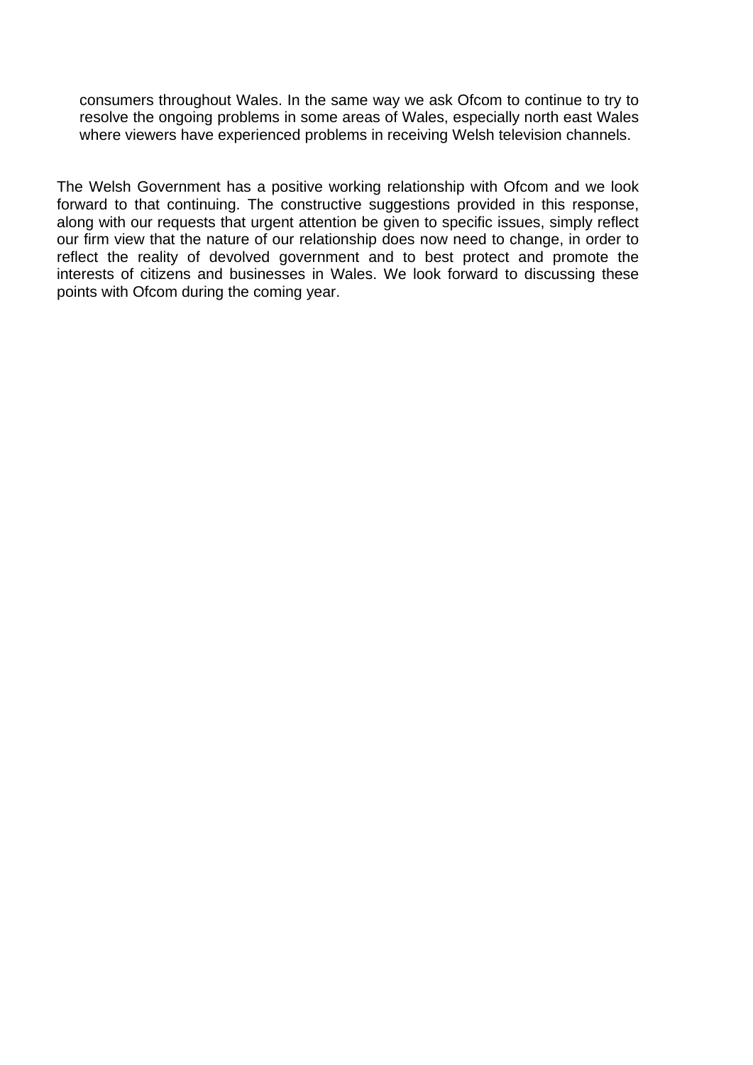consumers throughout Wales. In the same way we ask Ofcom to continue to try to resolve the ongoing problems in some areas of Wales, especially north east Wales where viewers have experienced problems in receiving Welsh television channels.

The Welsh Government has a positive working relationship with Ofcom and we look forward to that continuing. The constructive suggestions provided in this response, along with our requests that urgent attention be given to specific issues, simply reflect our firm view that the nature of our relationship does now need to change, in order to reflect the reality of devolved government and to best protect and promote the interests of citizens and businesses in Wales. We look forward to discussing these points with Ofcom during the coming year.